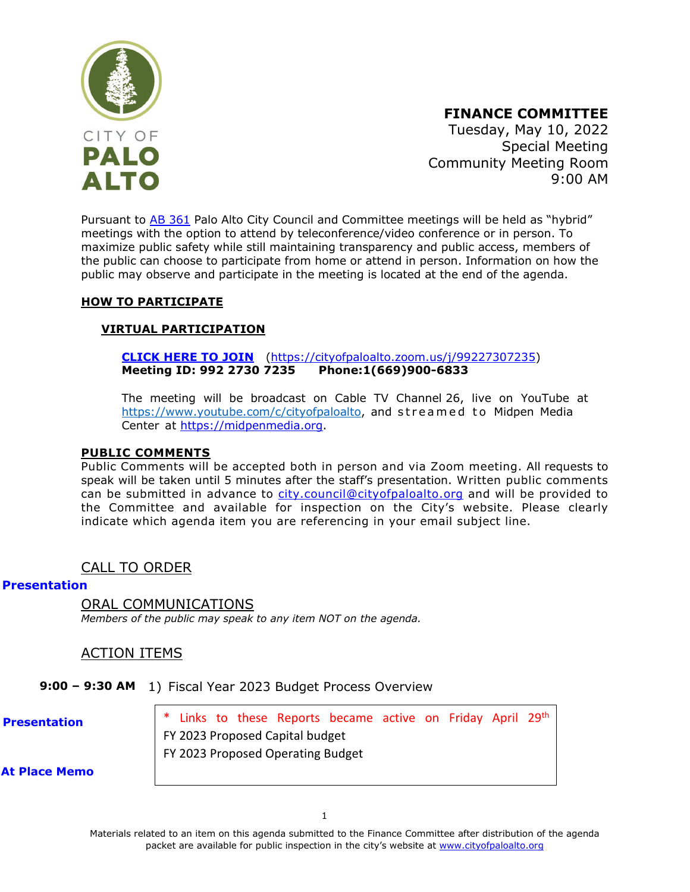CITY OF
**PALO ALTO**

**FINANCE COMMITTEE**
Tuesday, May 10, 2022
Special Meeting
Community Meeting Room
9:00 AM

Pursuant to AB 361 Palo Alto City Council and Committee meetings will be held as "hybrid" meetings with the option to attend by teleconference/video conference or in person. To maximize public safety while still maintaining transparency and public access, members of the public can choose to participate from home or attend in person. Information on how the public may observe and participate in the meeting is located at the end of the agenda.

## HOW TO PARTICIPATE

### VIRTUAL PARTICIPATION

**CLICK HERE TO JOIN** (https://cityofpaloalto.zoom.us/j/99227307235)
**Meeting ID: 992 2730 7235 Phone:1(669)900-6833**

The meeting will be broadcast on Cable TV Channel 26, live on YouTube at https://www.youtube.com/c/cityofpaloalto, and streamed to Midpen Media Center at https://midpenmedia.org.

## PUBLIC COMMENTS

Public Comments will be accepted both in person and via Zoom meeting. All requests to speak will be taken until 5 minutes after the staff's presentation. Written public comments can be submitted in advance to city.council@cityofpaloalto.org and will be provided to the Committee and available for inspection on the City's website. Please clearly indicate which agenda item you are referencing in your email subject line.

## CALL TO ORDER

**Presentation**

## ORAL COMMUNICATIONS

*Members of the public may speak to any item NOT on the agenda.*

## ACTION ITEMS

**9:00 – 9:30 AM** 1) Fiscal Year 2023 Budget Process Overview

**Presentation**

**At Place Memo**

\* Links to these Reports became active on Friday April 29th
FY 2023 Proposed Capital budget
FY 2023 Proposed Operating Budget

Materials related to an item on this agenda submitted to the Finance Committee after distribution of the agenda packet are available for public inspection in the city's website at www.cityofpaloalto.org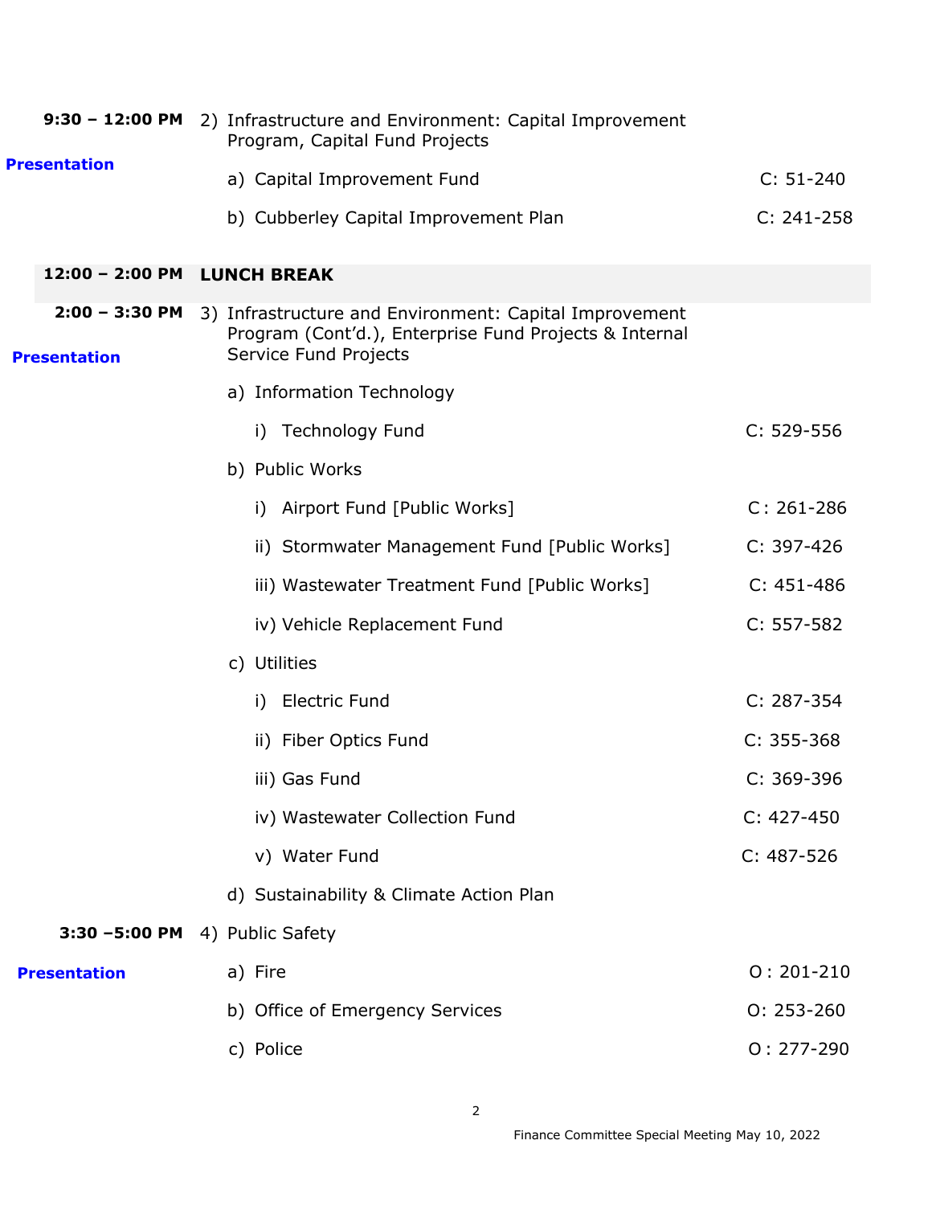| Time | Item | Pages |
|---|---|---|
| **9:30 – 12:00 PM** | 2) Infrastructure and Environment: Capital Improvement Program, Capital Fund Projects | |
| **Presentation** | a) Capital Improvement Fund | C: 51-240 |
| | b) Cubberley Capital Improvement Plan | C: 241-258 |
| **12:00 – 2:00 PM** | **LUNCH BREAK** | |
| **2:00 – 3:30 PM** | 3) Infrastructure and Environment: Capital Improvement Program (Cont'd.), Enterprise Fund Projects & Internal Service Fund Projects | |
| **Presentation** | a) Information Technology | |
| | i) Technology Fund | C: 529-556 |
| | b) Public Works | |
| | i) Airport Fund [Public Works] | C: 261-286 |
| | ii) Stormwater Management Fund [Public Works] | C: 397-426 |
| | iii) Wastewater Treatment Fund [Public Works] | C: 451-486 |
| | iv) Vehicle Replacement Fund | C: 557-582 |
| | c) Utilities | |
| | i) Electric Fund | C: 287-354 |
| | ii) Fiber Optics Fund | C: 355-368 |
| | iii) Gas Fund | C: 369-396 |
| | iv) Wastewater Collection Fund | C: 427-450 |
| | v) Water Fund | C: 487-526 |
| | d) Sustainability & Climate Action Plan | |
| **3:30 –5:00 PM** | 4) Public Safety | |
| **Presentation** | a) Fire | O: 201-210 |
| | b) Office of Emergency Services | O: 253-260 |
| | c) Police | O: 277-290 |

Finance Committee Special Meeting May 10, 2022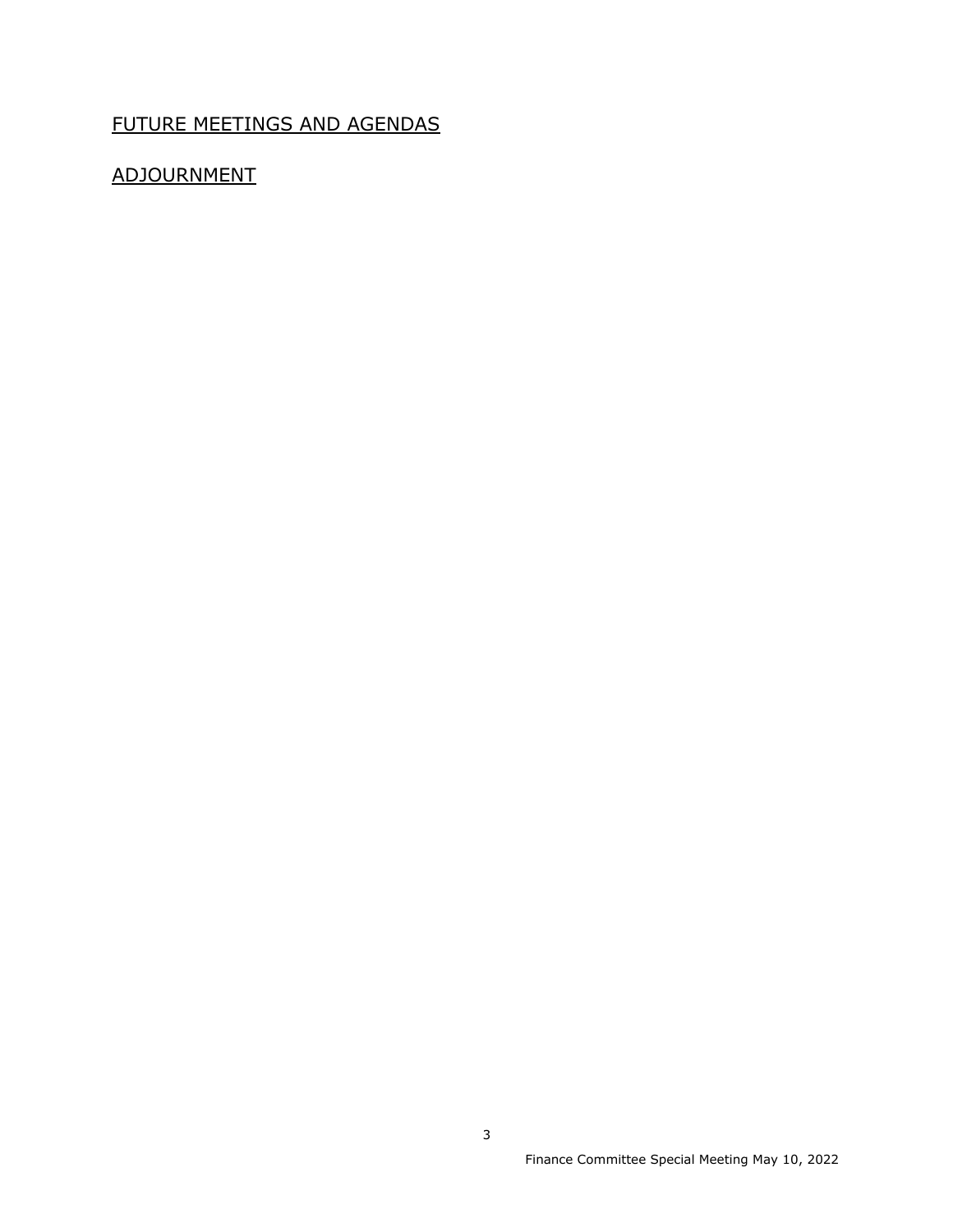FUTURE MEETINGS AND AGENDAS

ADJOURNMENT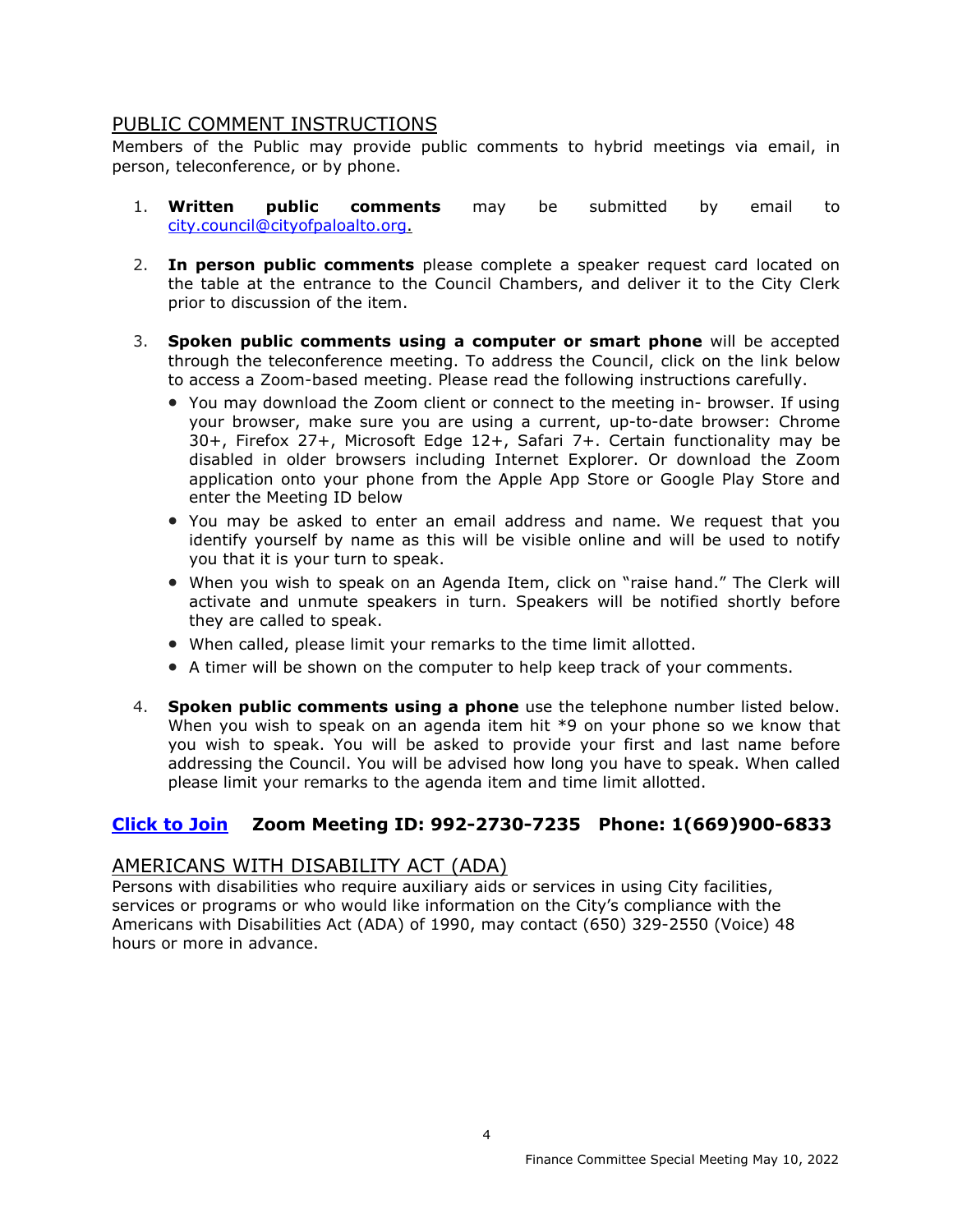## PUBLIC COMMENT INSTRUCTIONS

Members of the Public may provide public comments to hybrid meetings via email, in person, teleconference, or by phone.

1. **Written public comments** may be submitted by email to city.council@cityofpaloalto.org.

2. **In person public comments** please complete a speaker request card located on the table at the entrance to the Council Chambers, and deliver it to the City Clerk prior to discussion of the item.

3. **Spoken public comments using a computer or smart phone** will be accepted through the teleconference meeting. To address the Council, click on the link below to access a Zoom-based meeting. Please read the following instructions carefully.
   - You may download the Zoom client or connect to the meeting in- browser. If using your browser, make sure you are using a current, up-to-date browser: Chrome 30+, Firefox 27+, Microsoft Edge 12+, Safari 7+. Certain functionality may be disabled in older browsers including Internet Explorer. Or download the Zoom application onto your phone from the Apple App Store or Google Play Store and enter the Meeting ID below
   - You may be asked to enter an email address and name. We request that you identify yourself by name as this will be visible online and will be used to notify you that it is your turn to speak.
   - When you wish to speak on an Agenda Item, click on "raise hand." The Clerk will activate and unmute speakers in turn. Speakers will be notified shortly before they are called to speak.
   - When called, please limit your remarks to the time limit allotted.
   - A timer will be shown on the computer to help keep track of your comments.

4. **Spoken public comments using a phone** use the telephone number listed below. When you wish to speak on an agenda item hit *9 on your phone so we know that you wish to speak. You will be asked to provide your first and last name before addressing the Council. You will be advised how long you have to speak. When called please limit your remarks to the agenda item and time limit allotted.

**Click to Join** **Zoom Meeting ID: 992-2730-7235 Phone: 1(669)900-6833**

## AMERICANS WITH DISABILITY ACT (ADA)

Persons with disabilities who require auxiliary aids or services in using City facilities, services or programs or who would like information on the City's compliance with the Americans with Disabilities Act (ADA) of 1990, may contact (650) 329-2550 (Voice) 48 hours or more in advance.